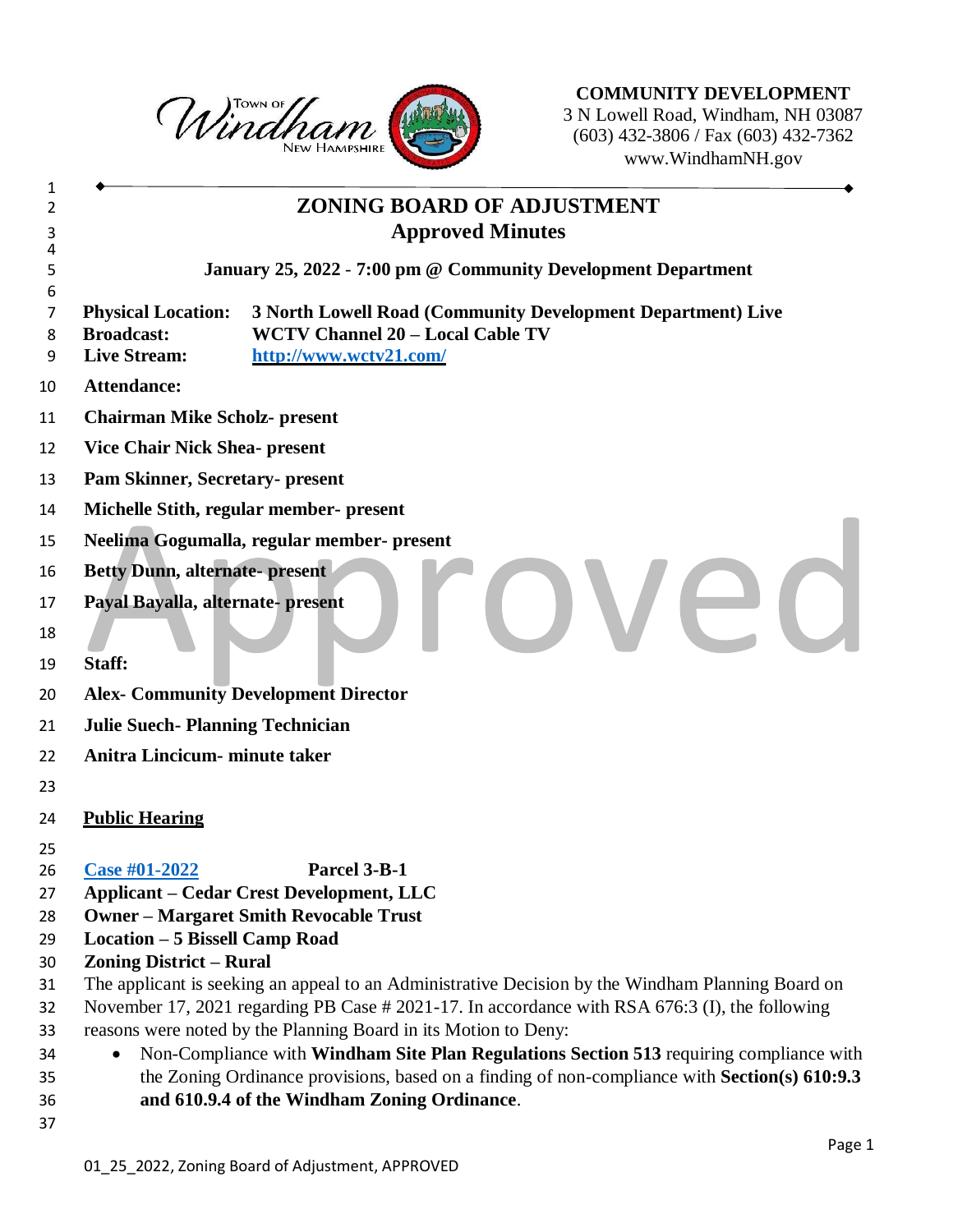**COMMUNITY DEVELOPMENT**
3 N Lowell Road, Windham, NH 03087
(603) 432-3806 / Fax (603) 432-7362
www.WindhamNH.gov

# ZONING BOARD OF ADJUSTMENT
## Approved Minutes

**January 25, 2022 - 7:00 pm @ Community Development Department**

**Physical Location:** **3 North Lowell Road (Community Development Department) Live**
**Broadcast:** **WCTV Channel 20 – Local Cable TV**
**Live Stream:** **http://www.wctv21.com/**

**Attendance:**

**Chairman Mike Scholz- present**

**Vice Chair Nick Shea- present**

**Pam Skinner, Secretary- present**

**Michelle Stith, regular member- present**

**Neelima Gogumalla, regular member- present**

**Betty Dunn, alternate- present**

**Payal Bayalla, alternate- present**

**Staff:**

**Alex- Community Development Director**

**Julie Suech- Planning Technician**

**Anitra Lincicum- minute taker**

**Public Hearing**

**Case #01-2022** **Parcel 3-B-1**
**Applicant – Cedar Crest Development, LLC**
**Owner – Margaret Smith Revocable Trust**
**Location – 5 Bissell Camp Road**
**Zoning District – Rural**

The applicant is seeking an appeal to an Administrative Decision by the Windham Planning Board on November 17, 2021 regarding PB Case # 2021-17. In accordance with RSA 676:3 (I), the following reasons were noted by the Planning Board in its Motion to Deny:

- Non-Compliance with **Windham Site Plan Regulations Section 513** requiring compliance with the Zoning Ordinance provisions, based on a finding of non-compliance with **Section(s) 610:9.3 and 610.9.4 of the Windham Zoning Ordinance**.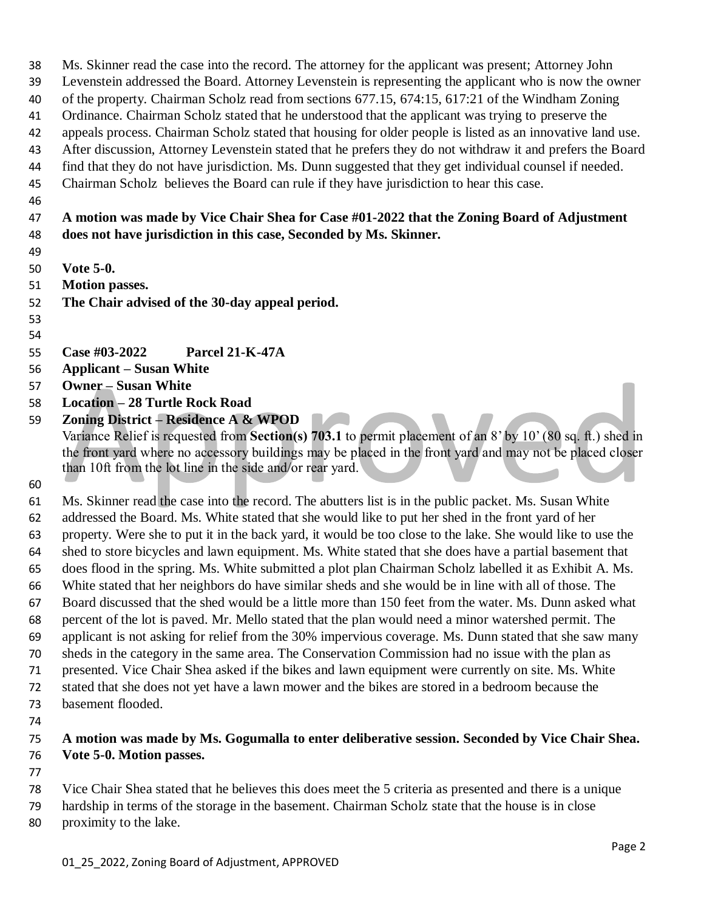Ms. Skinner read the case into the record. The attorney for the applicant was present; Attorney John Levenstein addressed the Board. Attorney Levenstein is representing the applicant who is now the owner of the property. Chairman Scholz read from sections 677.15, 674:15, 617:21 of the Windham Zoning Ordinance. Chairman Scholz stated that he understood that the applicant was trying to preserve the appeals process. Chairman Scholz stated that housing for older people is listed as an innovative land use. After discussion, Attorney Levenstein stated that he prefers they do not withdraw it and prefers the Board find that they do not have jurisdiction. Ms. Dunn suggested that they get individual counsel if needed. Chairman Scholz believes the Board can rule if they have jurisdiction to hear this case.

**A motion was made by Vice Chair Shea for Case #01-2022 that the Zoning Board of Adjustment does not have jurisdiction in this case, Seconded by Ms. Skinner.**

**Vote 5-0.**
**Motion passes.**
**The Chair advised of the 30-day appeal period.**

**Case #03-2022 Parcel 21-K-47A**
**Applicant – Susan White**
**Owner – Susan White**
**Location – 28 Turtle Rock Road**
**Zoning District – Residence A & WPOD**

Variance Relief is requested from **Section(s) 703.1** to permit placement of an 8' by 10' (80 sq. ft.) shed in the front yard where no accessory buildings may be placed in the front yard and may not be placed closer than 10ft from the lot line in the side and/or rear yard.

Ms. Skinner read the case into the record. The abutters list is in the public packet. Ms. Susan White addressed the Board. Ms. White stated that she would like to put her shed in the front yard of her property. Were she to put it in the back yard, it would be too close to the lake. She would like to use the shed to store bicycles and lawn equipment. Ms. White stated that she does have a partial basement that does flood in the spring. Ms. White submitted a plot plan Chairman Scholz labelled it as Exhibit A. Ms. White stated that her neighbors do have similar sheds and she would be in line with all of those. The Board discussed that the shed would be a little more than 150 feet from the water. Ms. Dunn asked what percent of the lot is paved. Mr. Mello stated that the plan would need a minor watershed permit. The applicant is not asking for relief from the 30% impervious coverage. Ms. Dunn stated that she saw many sheds in the category in the same area. The Conservation Commission had no issue with the plan as presented. Vice Chair Shea asked if the bikes and lawn equipment were currently on site. Ms. White stated that she does not yet have a lawn mower and the bikes are stored in a bedroom because the basement flooded.

**A motion was made by Ms. Gogumalla to enter deliberative session. Seconded by Vice Chair Shea. Vote 5-0. Motion passes.**

Vice Chair Shea stated that he believes this does meet the 5 criteria as presented and there is a unique hardship in terms of the storage in the basement. Chairman Scholz state that the house is in close proximity to the lake.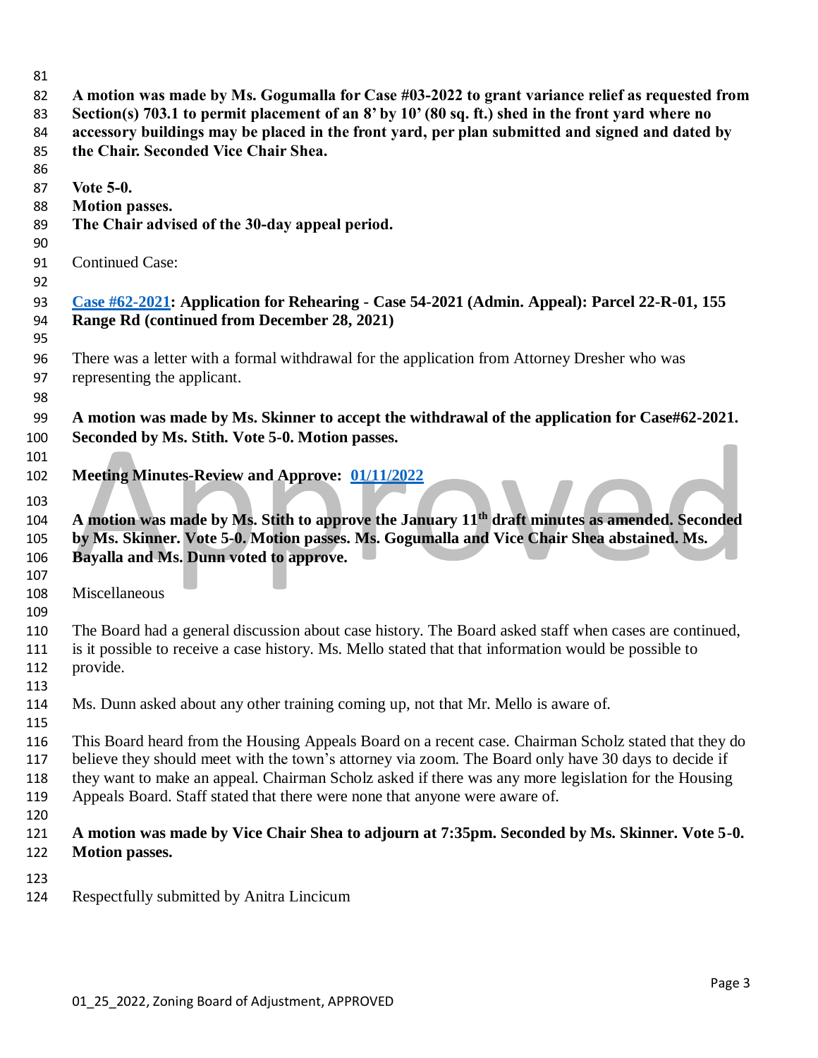**A motion was made by Ms. Gogumalla for Case #03-2022 to grant variance relief as requested from Section(s) 703.1 to permit placement of an 8' by 10' (80 sq. ft.) shed in the front yard where no accessory buildings may be placed in the front yard, per plan submitted and signed and dated by the Chair. Seconded Vice Chair Shea.**

**Vote 5-0.**
**Motion passes.**
**The Chair advised of the 30-day appeal period.**

Continued Case:

**[Case #62-2021](): Application for Rehearing - Case 54-2021 (Admin. Appeal): Parcel 22-R-01, 155 Range Rd (continued from December 28, 2021)**

There was a letter with a formal withdrawal for the application from Attorney Dresher who was representing the applicant.

**A motion was made by Ms. Skinner to accept the withdrawal of the application for Case#62-2021. Seconded by Ms. Stith. Vote 5-0. Motion passes.**

**Meeting Minutes-Review and Approve: [01/11/2022]()**

**A motion was made by Ms. Stith to approve the January 11th draft minutes as amended. Seconded by Ms. Skinner. Vote 5-0. Motion passes. Ms. Gogumalla and Vice Chair Shea abstained. Ms. Bayalla and Ms. Dunn voted to approve.**

Miscellaneous

The Board had a general discussion about case history. The Board asked staff when cases are continued, is it possible to receive a case history. Ms. Mello stated that that information would be possible to provide.

Ms. Dunn asked about any other training coming up, not that Mr. Mello is aware of.

This Board heard from the Housing Appeals Board on a recent case. Chairman Scholz stated that they do believe they should meet with the town's attorney via zoom. The Board only have 30 days to decide if they want to make an appeal. Chairman Scholz asked if there was any more legislation for the Housing Appeals Board. Staff stated that there were none that anyone were aware of.

**A motion was made by Vice Chair Shea to adjourn at 7:35pm. Seconded by Ms. Skinner. Vote 5-0. Motion passes.**

Respectfully submitted by Anitra Lincicum